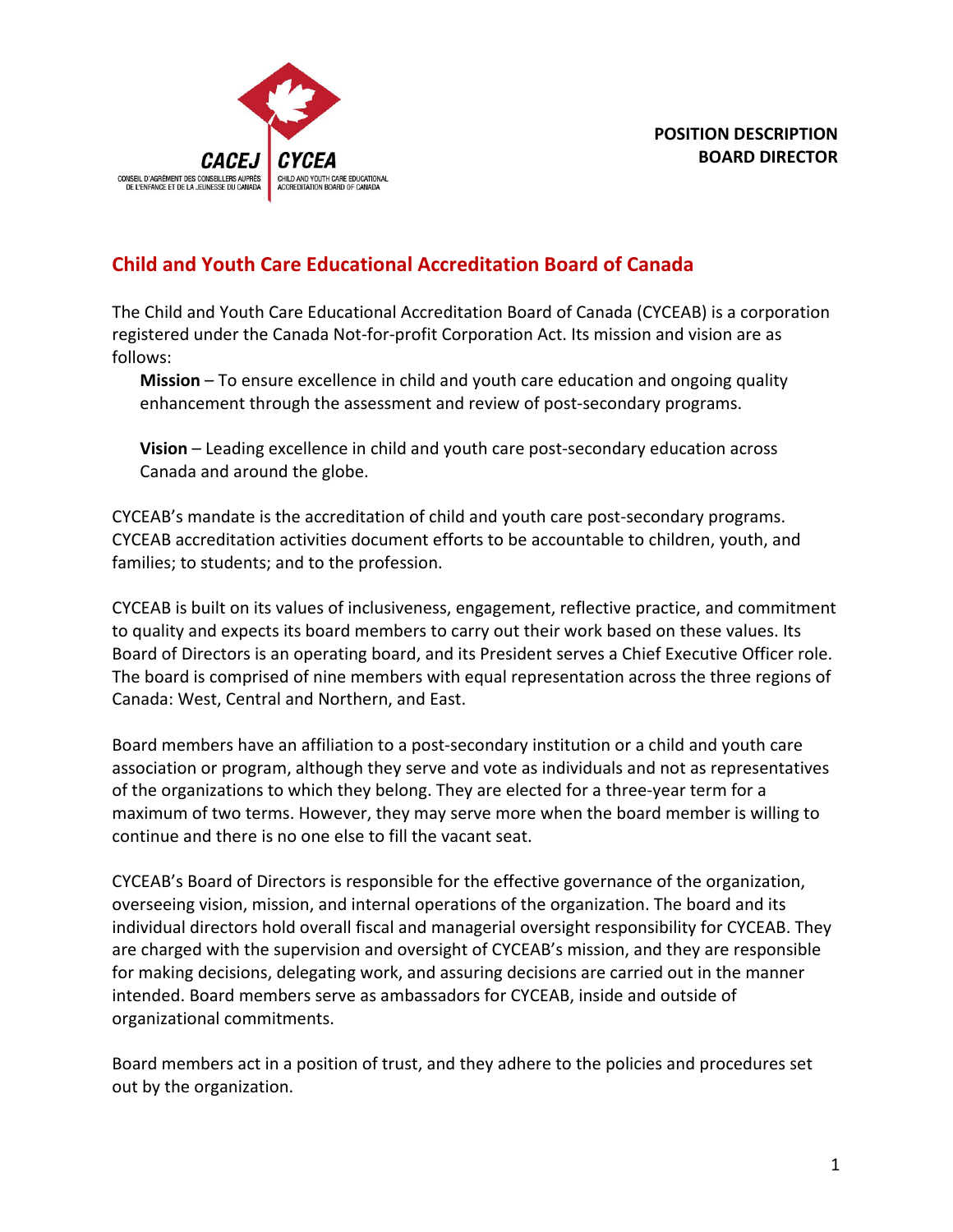CACEJ | CYCEA

CONSEIL D'AGRÉMENT DES CONSEILLERS AUPRÈS DE L'ENFANCE ET DE LA JEUNESSE DU CANADA | CHILD AND YOUTH CARE EDUCATIONAL ACCREDITATION BOARD OF CANADA

**POSITION DESCRIPTION**
**BOARD DIRECTOR**

## Child and Youth Care Educational Accreditation Board of Canada

The Child and Youth Care Educational Accreditation Board of Canada (CYCEAB) is a corporation registered under the Canada Not-for-profit Corporation Act. Its mission and vision are as follows:

> **Mission** – To ensure excellence in child and youth care education and ongoing quality enhancement through the assessment and review of post-secondary programs.
>
> **Vision** – Leading excellence in child and youth care post-secondary education across Canada and around the globe.

CYCEAB's mandate is the accreditation of child and youth care post-secondary programs. CYCEAB accreditation activities document efforts to be accountable to children, youth, and families; to students; and to the profession.

CYCEAB is built on its values of inclusiveness, engagement, reflective practice, and commitment to quality and expects its board members to carry out their work based on these values. Its Board of Directors is an operating board, and its President serves a Chief Executive Officer role. The board is comprised of nine members with equal representation across the three regions of Canada: West, Central and Northern, and East.

Board members have an affiliation to a post-secondary institution or a child and youth care association or program, although they serve and vote as individuals and not as representatives of the organizations to which they belong. They are elected for a three-year term for a maximum of two terms. However, they may serve more when the board member is willing to continue and there is no one else to fill the vacant seat.

CYCEAB's Board of Directors is responsible for the effective governance of the organization, overseeing vision, mission, and internal operations of the organization. The board and its individual directors hold overall fiscal and managerial oversight responsibility for CYCEAB. They are charged with the supervision and oversight of CYCEAB's mission, and they are responsible for making decisions, delegating work, and assuring decisions are carried out in the manner intended. Board members serve as ambassadors for CYCEAB, inside and outside of organizational commitments.

Board members act in a position of trust, and they adhere to the policies and procedures set out by the organization.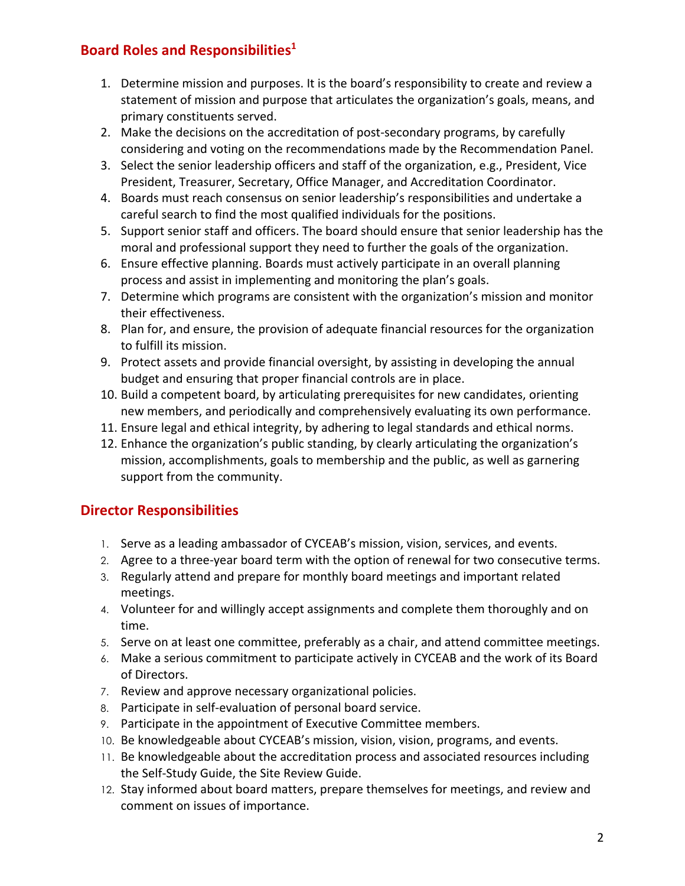## Board Roles and Responsibilities[1]

1. Determine mission and purposes. It is the board's responsibility to create and review a statement of mission and purpose that articulates the organization's goals, means, and primary constituents served.
2. Make the decisions on the accreditation of post-secondary programs, by carefully considering and voting on the recommendations made by the Recommendation Panel.
3. Select the senior leadership officers and staff of the organization, e.g., President, Vice President, Treasurer, Secretary, Office Manager, and Accreditation Coordinator.
4. Boards must reach consensus on senior leadership's responsibilities and undertake a careful search to find the most qualified individuals for the positions.
5. Support senior staff and officers. The board should ensure that senior leadership has the moral and professional support they need to further the goals of the organization.
6. Ensure effective planning. Boards must actively participate in an overall planning process and assist in implementing and monitoring the plan's goals.
7. Determine which programs are consistent with the organization's mission and monitor their effectiveness.
8. Plan for, and ensure, the provision of adequate financial resources for the organization to fulfill its mission.
9. Protect assets and provide financial oversight, by assisting in developing the annual budget and ensuring that proper financial controls are in place.
10. Build a competent board, by articulating prerequisites for new candidates, orienting new members, and periodically and comprehensively evaluating its own performance.
11. Ensure legal and ethical integrity, by adhering to legal standards and ethical norms.
12. Enhance the organization's public standing, by clearly articulating the organization's mission, accomplishments, goals to membership and the public, as well as garnering support from the community.

## Director Responsibilities

1. Serve as a leading ambassador of CYCEAB's mission, vision, services, and events.
2. Agree to a three-year board term with the option of renewal for two consecutive terms.
3. Regularly attend and prepare for monthly board meetings and important related meetings.
4. Volunteer for and willingly accept assignments and complete them thoroughly and on time.
5. Serve on at least one committee, preferably as a chair, and attend committee meetings.
6. Make a serious commitment to participate actively in CYCEAB and the work of its Board of Directors.
7. Review and approve necessary organizational policies.
8. Participate in self-evaluation of personal board service.
9. Participate in the appointment of Executive Committee members.
10. Be knowledgeable about CYCEAB's mission, vision, vision, programs, and events.
11. Be knowledgeable about the accreditation process and associated resources including the Self-Study Guide, the Site Review Guide.
12. Stay informed about board matters, prepare themselves for meetings, and review and comment on issues of importance.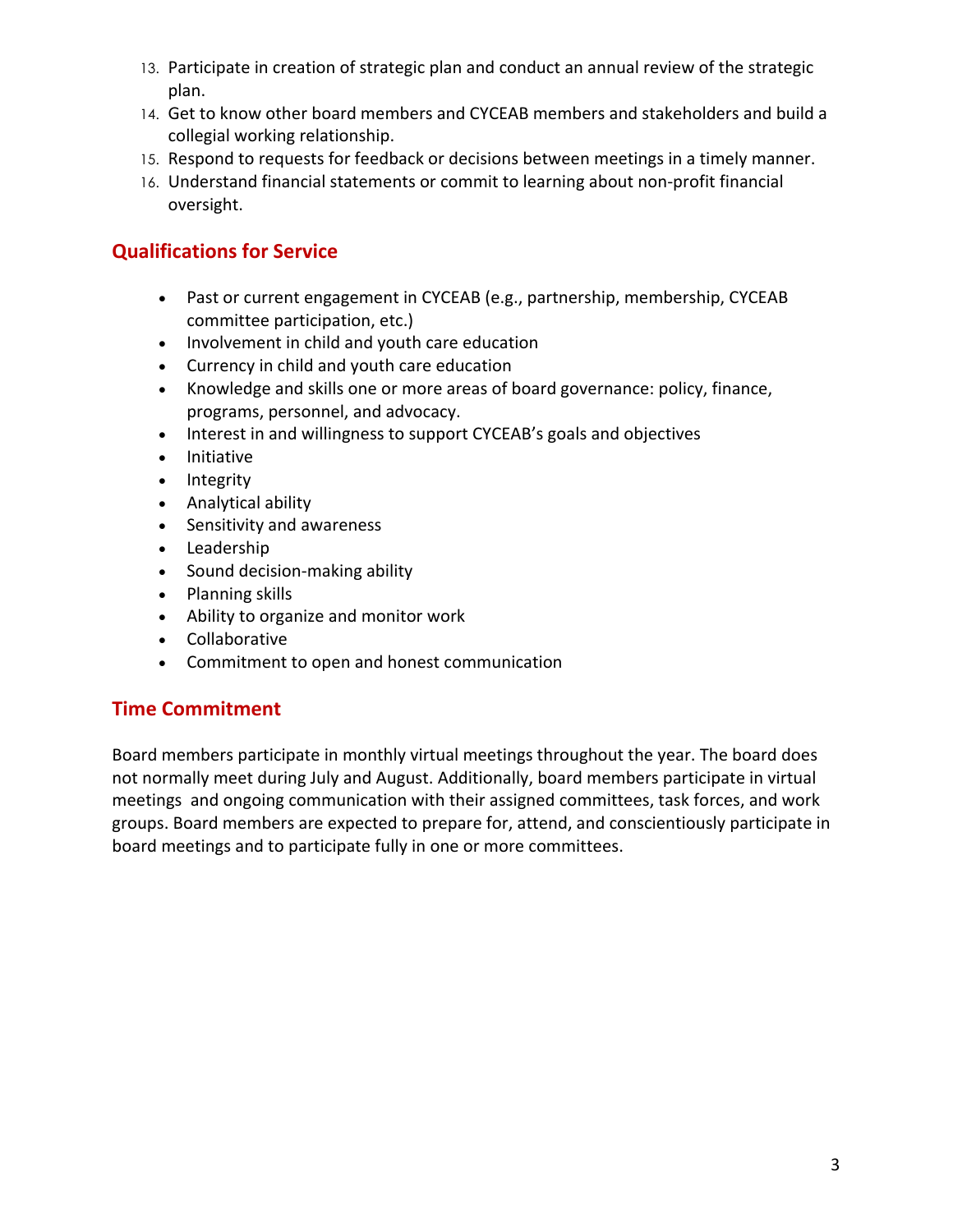13. Participate in creation of strategic plan and conduct an annual review of the strategic plan.
14. Get to know other board members and CYCEAB members and stakeholders and build a collegial working relationship.
15. Respond to requests for feedback or decisions between meetings in a timely manner.
16. Understand financial statements or commit to learning about non-profit financial oversight.

## Qualifications for Service

- Past or current engagement in CYCEAB (e.g., partnership, membership, CYCEAB committee participation, etc.)
- Involvement in child and youth care education
- Currency in child and youth care education
- Knowledge and skills one or more areas of board governance: policy, finance, programs, personnel, and advocacy.
- Interest in and willingness to support CYCEAB's goals and objectives
- Initiative
- Integrity
- Analytical ability
- Sensitivity and awareness
- Leadership
- Sound decision-making ability
- Planning skills
- Ability to organize and monitor work
- Collaborative
- Commitment to open and honest communication

## Time Commitment

Board members participate in monthly virtual meetings throughout the year. The board does not normally meet during July and August. Additionally, board members participate in virtual meetings and ongoing communication with their assigned committees, task forces, and work groups. Board members are expected to prepare for, attend, and conscientiously participate in board meetings and to participate fully in one or more committees.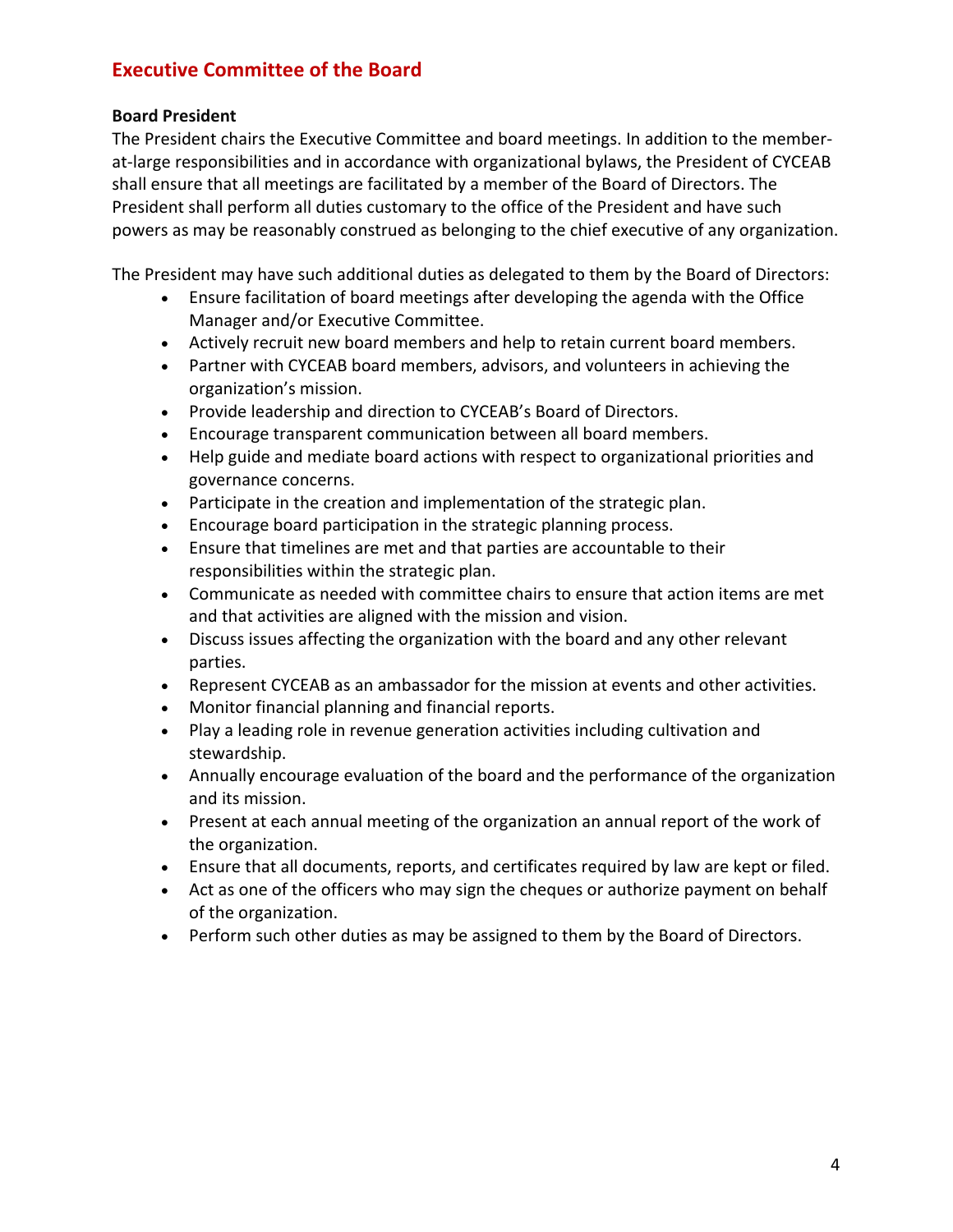## Executive Committee of the Board

**Board President**

The President chairs the Executive Committee and board meetings. In addition to the member-at-large responsibilities and in accordance with organizational bylaws, the President of CYCEAB shall ensure that all meetings are facilitated by a member of the Board of Directors. The President shall perform all duties customary to the office of the President and have such powers as may be reasonably construed as belonging to the chief executive of any organization.

The President may have such additional duties as delegated to them by the Board of Directors:

- Ensure facilitation of board meetings after developing the agenda with the Office Manager and/or Executive Committee.
- Actively recruit new board members and help to retain current board members.
- Partner with CYCEAB board members, advisors, and volunteers in achieving the organization's mission.
- Provide leadership and direction to CYCEAB's Board of Directors.
- Encourage transparent communication between all board members.
- Help guide and mediate board actions with respect to organizational priorities and governance concerns.
- Participate in the creation and implementation of the strategic plan.
- Encourage board participation in the strategic planning process.
- Ensure that timelines are met and that parties are accountable to their responsibilities within the strategic plan.
- Communicate as needed with committee chairs to ensure that action items are met and that activities are aligned with the mission and vision.
- Discuss issues affecting the organization with the board and any other relevant parties.
- Represent CYCEAB as an ambassador for the mission at events and other activities.
- Monitor financial planning and financial reports.
- Play a leading role in revenue generation activities including cultivation and stewardship.
- Annually encourage evaluation of the board and the performance of the organization and its mission.
- Present at each annual meeting of the organization an annual report of the work of the organization.
- Ensure that all documents, reports, and certificates required by law are kept or filed.
- Act as one of the officers who may sign the cheques or authorize payment on behalf of the organization.
- Perform such other duties as may be assigned to them by the Board of Directors.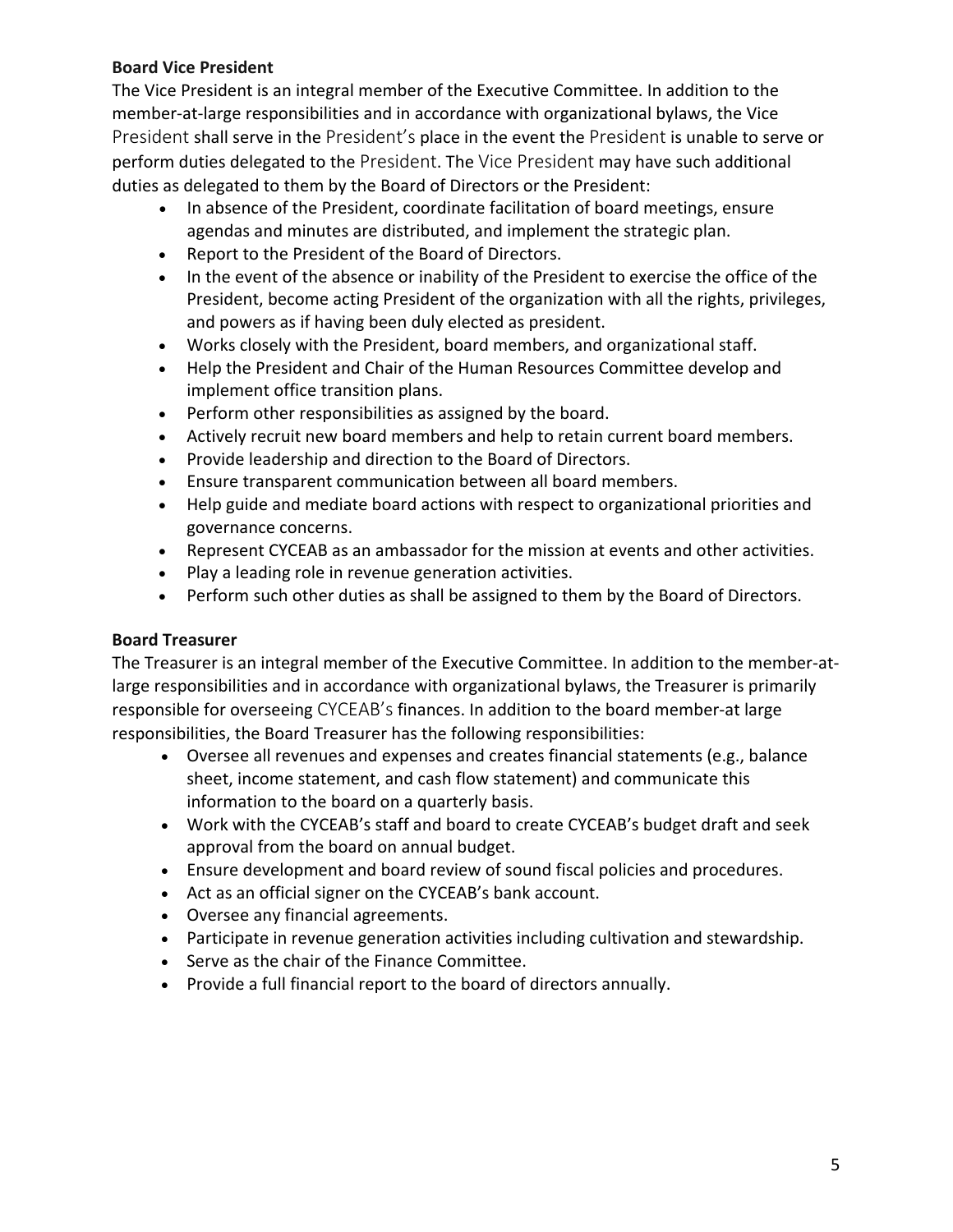**Board Vice President**

The Vice President is an integral member of the Executive Committee. In addition to the member-at-large responsibilities and in accordance with organizational bylaws, the Vice President shall serve in the President's place in the event the President is unable to serve or perform duties delegated to the President. The Vice President may have such additional duties as delegated to them by the Board of Directors or the President:

- In absence of the President, coordinate facilitation of board meetings, ensure agendas and minutes are distributed, and implement the strategic plan.
- Report to the President of the Board of Directors.
- In the event of the absence or inability of the President to exercise the office of the President, become acting President of the organization with all the rights, privileges, and powers as if having been duly elected as president.
- Works closely with the President, board members, and organizational staff.
- Help the President and Chair of the Human Resources Committee develop and implement office transition plans.
- Perform other responsibilities as assigned by the board.
- Actively recruit new board members and help to retain current board members.
- Provide leadership and direction to the Board of Directors.
- Ensure transparent communication between all board members.
- Help guide and mediate board actions with respect to organizational priorities and governance concerns.
- Represent CYCEAB as an ambassador for the mission at events and other activities.
- Play a leading role in revenue generation activities.
- Perform such other duties as shall be assigned to them by the Board of Directors.

**Board Treasurer**

The Treasurer is an integral member of the Executive Committee. In addition to the member-at-large responsibilities and in accordance with organizational bylaws, the Treasurer is primarily responsible for overseeing CYCEAB's finances. In addition to the board member-at large responsibilities, the Board Treasurer has the following responsibilities:

- Oversee all revenues and expenses and creates financial statements (e.g., balance sheet, income statement, and cash flow statement) and communicate this information to the board on a quarterly basis.
- Work with the CYCEAB's staff and board to create CYCEAB's budget draft and seek approval from the board on annual budget.
- Ensure development and board review of sound fiscal policies and procedures.
- Act as an official signer on the CYCEAB's bank account.
- Oversee any financial agreements.
- Participate in revenue generation activities including cultivation and stewardship.
- Serve as the chair of the Finance Committee.
- Provide a full financial report to the board of directors annually.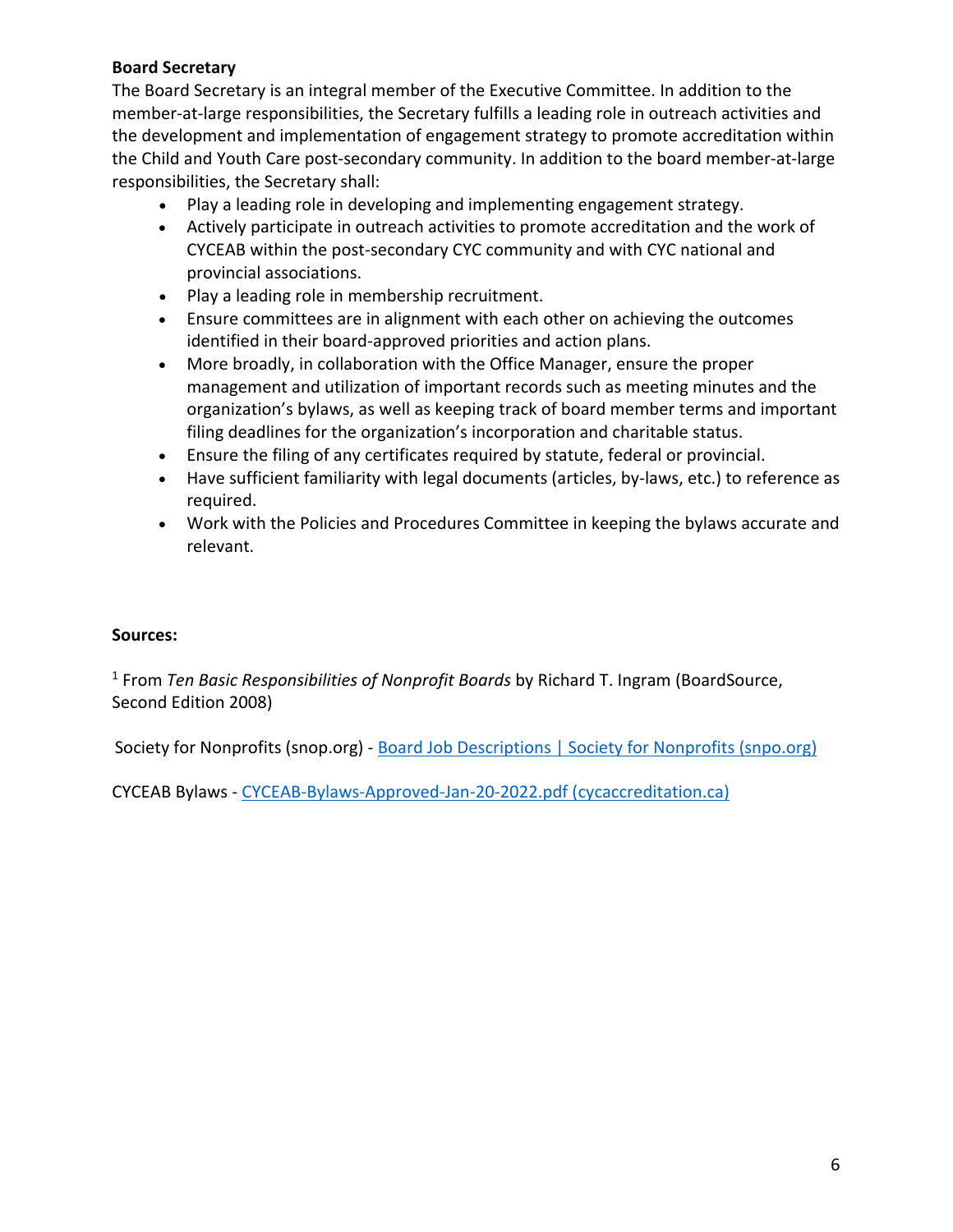**Board Secretary**

The Board Secretary is an integral member of the Executive Committee. In addition to the member-at-large responsibilities, the Secretary fulfills a leading role in outreach activities and the development and implementation of engagement strategy to promote accreditation within the Child and Youth Care post-secondary community. In addition to the board member-at-large responsibilities, the Secretary shall:

- Play a leading role in developing and implementing engagement strategy.
- Actively participate in outreach activities to promote accreditation and the work of CYCEAB within the post-secondary CYC community and with CYC national and provincial associations.
- Play a leading role in membership recruitment.
- Ensure committees are in alignment with each other on achieving the outcomes identified in their board-approved priorities and action plans.
- More broadly, in collaboration with the Office Manager, ensure the proper management and utilization of important records such as meeting minutes and the organization's bylaws, as well as keeping track of board member terms and important filing deadlines for the organization's incorporation and charitable status.
- Ensure the filing of any certificates required by statute, federal or provincial.
- Have sufficient familiarity with legal documents (articles, by-laws, etc.) to reference as required.
- Work with the Policies and Procedures Committee in keeping the bylaws accurate and relevant.

**Sources:**

[1] From *Ten Basic Responsibilities of Nonprofit Boards* by Richard T. Ingram (BoardSource, Second Edition 2008)

Society for Nonprofits (snop.org) - Board Job Descriptions | Society for Nonprofits (snpo.org)

CYCEAB Bylaws - CYCEAB-Bylaws-Approved-Jan-20-2022.pdf (cycaccreditation.ca)